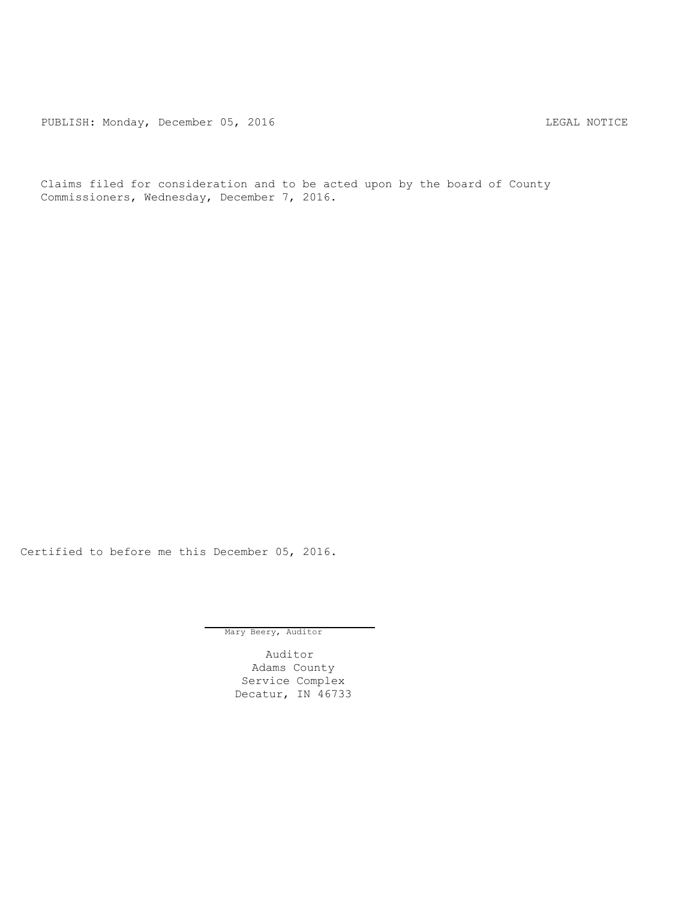PUBLISH: Monday, December 05, 2016 LEGAL NOTICE

Claims filed for consideration and to be acted upon by the board of County Commissioners, Wednesday, December 7, 2016.

Certified to before me this December 05, 2016.

Mary Beery, Auditor

Auditor
Adams County
Service Complex
Decatur, IN 46733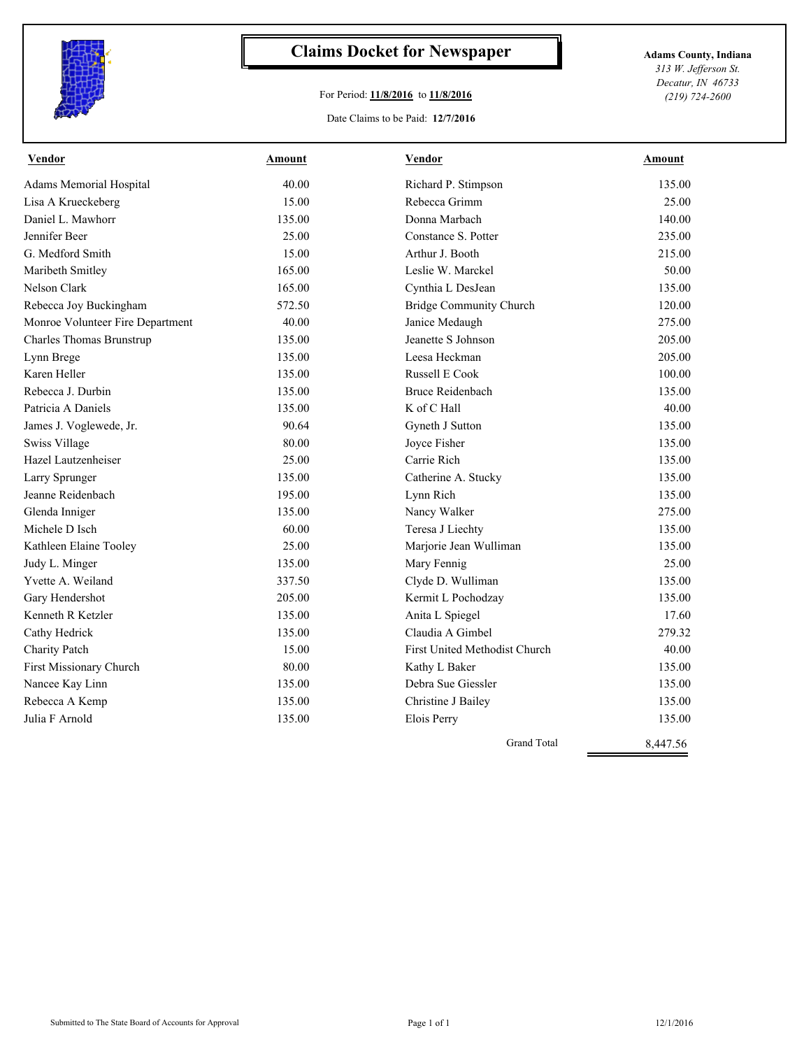# Claims Docket for Newspaper

For Period: **11/8/2016** to **11/8/2016**

Date Claims to be Paid: **12/7/2016**

**Adams County, Indiana**
*313 W. Jefferson St.*
*Decatur, IN 46733*
*(219) 724-2600*

| Vendor | Amount | Vendor | Amount |
|---|---|---|---|
| Adams Memorial Hospital | 40.00 | Richard P. Stimpson | 135.00 |
| Lisa A Krueckeberg | 15.00 | Rebecca Grimm | 25.00 |
| Daniel L. Mawhorr | 135.00 | Donna Marbach | 140.00 |
| Jennifer Beer | 25.00 | Constance S. Potter | 235.00 |
| G. Medford Smith | 15.00 | Arthur J. Booth | 215.00 |
| Maribeth Smitley | 165.00 | Leslie W. Marckel | 50.00 |
| Nelson Clark | 165.00 | Cynthia L DesJean | 135.00 |
| Rebecca Joy Buckingham | 572.50 | Bridge Community Church | 120.00 |
| Monroe Volunteer Fire Department | 40.00 | Janice Medaugh | 275.00 |
| Charles Thomas Brunstrup | 135.00 | Jeanette S Johnson | 205.00 |
| Lynn Brege | 135.00 | Leesa Heckman | 205.00 |
| Karen Heller | 135.00 | Russell E Cook | 100.00 |
| Rebecca J. Durbin | 135.00 | Bruce Reidenbach | 135.00 |
| Patricia A Daniels | 135.00 | K of C Hall | 40.00 |
| James J. Voglewede, Jr. | 90.64 | Gyneth J Sutton | 135.00 |
| Swiss Village | 80.00 | Joyce Fisher | 135.00 |
| Hazel Lautzenheiser | 25.00 | Carrie Rich | 135.00 |
| Larry Sprunger | 135.00 | Catherine A. Stucky | 135.00 |
| Jeanne Reidenbach | 195.00 | Lynn Rich | 135.00 |
| Glenda Inniger | 135.00 | Nancy Walker | 275.00 |
| Michele D Isch | 60.00 | Teresa J Liechty | 135.00 |
| Kathleen Elaine Tooley | 25.00 | Marjorie Jean Wulliman | 135.00 |
| Judy L. Minger | 135.00 | Mary Fennig | 25.00 |
| Yvette A. Weiland | 337.50 | Clyde D. Wulliman | 135.00 |
| Gary Hendershot | 205.00 | Kermit L Pochodzay | 135.00 |
| Kenneth R Ketzler | 135.00 | Anita L Spiegel | 17.60 |
| Cathy Hedrick | 135.00 | Claudia A Gimbel | 279.32 |
| Charity Patch | 15.00 | First United Methodist Church | 40.00 |
| First Missionary Church | 80.00 | Kathy L Baker | 135.00 |
| Nancee Kay Linn | 135.00 | Debra Sue Giessler | 135.00 |
| Rebecca A Kemp | 135.00 | Christine J Bailey | 135.00 |
| Julia F Arnold | 135.00 | Elois Perry | 135.00 |
| | | Grand Total | 8,447.56 |

Submitted to The State Board of Accounts for Approval

12/1/2016